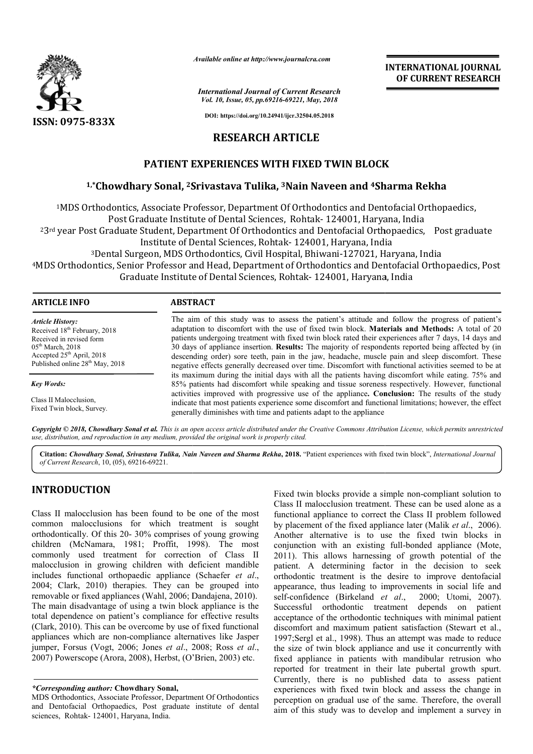*Available online at http://www.journalcra.com*

*International Journal of Current Research*
*Vol. 10, Issue, 05, pp.69216-69221, May, 2018*

**DOI: https://doi.org/10.24941/ijcr.32504.05.2018**

ISSN: 0975-833X

**INTERNATIONAL JOURNAL OF CURRENT RESEARCH**

## RESEARCH ARTICLE

# PATIENT EXPERIENCES WITH FIXED TWIN BLOCK

### [1,*]Chowdhary Sonal, [2]Srivastava Tulika, [3]Nain Naveen and [4]Sharma Rekha

[1]MDS Orthodontics, Associate Professor, Department Of Orthodontics and Dentofacial Orthopaedics, Post Graduate Institute of Dental Sciences, Rohtak- 124001, Haryana, India

[2]3rd year Post Graduate Student, Department Of Orthodontics and Dentofacial Orthopaedics, Post graduate Institute of Dental Sciences, Rohtak- 124001, Haryana, India

[3]Dental Surgeon, MDS Orthodontics, Civil Hospital, Bhiwani-127021, Haryana, India

[4]MDS Orthodontics, Senior Professor and Head, Department of Orthodontics and Dentofacial Orthopaedics, Post Graduate Institute of Dental Sciences, Rohtak- 124001, Haryana, India

**ARTICLE INFO**

*Article History:*
Received 18th February, 2018
Received in revised form
05th March, 2018
Accepted 25th April, 2018
Published online 28th May, 2018

*Key Words:*
Class II Malocclusion,
Fixed Twin block, Survey.

**ABSTRACT**

The aim of this study was to assess the patient's attitude and follow the progress of patient's adaptation to discomfort with the use of fixed twin block. **Materials and Methods:** A total of 20 patients undergoing treatment with fixed twin block rated their experiences after 7 days, 14 days and 30 days of appliance insertion. **Results:** The majority of respondents reported being affected by (in descending order) sore teeth, pain in the jaw, headache, muscle pain and sleep discomfort. These negative effects generally decreased over time. Discomfort with functional activities seemed to be at its maximum during the initial days with all the patients having discomfort while eating. 75% and 85% patients had discomfort while speaking and tissue soreness respectively. However, functional activities improved with progressive use of the appliance**. Conclusion:** The results of the study indicate that most patients experience some discomfort and functional limitations; however, the effect generally diminishes with time and patients adapt to the appliance

*Copyright © 2018, Chowdhary Sonal et al. This is an open access article distributed under the Creative Commons Attribution License, which permits unrestricted use, distribution, and reproduction in any medium, provided the original work is properly cited.*

**Citation:** *Chowdhary Sonal, Srivastava Tulika, Nain Naveen and Sharma Rekha***, 2018.** "Patient experiences with fixed twin block", *International Journal of Current Research*, 10, (05), 69216-69221.

## INTRODUCTION

Class II malocclusion has been found to be one of the most common malocclusions for which treatment is sought orthodontically. Of this 20- 30% comprises of young growing children (McNamara, 1981; Proffit, 1998). The most commonly used treatment for correction of Class II malocclusion in growing children with deficient mandible includes functional orthopaedic appliance (Schaefer *et al*., 2004; Clark, 2010) therapies. They can be grouped into removable or fixed appliances (Wahl, 2006; Dandajena, 2010). The main disadvantage of using a twin block appliance is the total dependence on patient's compliance for effective results (Clark, 2010). This can be overcome by use of fixed functional appliances which are non-compliance alternatives like Jasper jumper, Forsus (Vogt, 2006; Jones *et al*., 2008; Ross *et al*., 2007) Powerscope (Arora, 2008), Herbst, (O'Brien, 2003) etc.

Fixed twin blocks provide a simple non-compliant solution to Class II malocclusion treatment. These can be used alone as a functional appliance to correct the Class II problem followed by placement of the fixed appliance later (Malik *et al*., 2006). Another alternative is to use the fixed twin blocks in conjunction with an existing full-bonded appliance (Mote, 2011). This allows harnessing of growth potential of the patient. A determining factor in the decision to seek orthodontic treatment is the desire to improve dentofacial appearance, thus leading to improvements in social life and self-confidence (Birkeland *et al*., 2000; Utomi, 2007). Successful orthodontic treatment depends on patient acceptance of the orthodontic techniques with minimal patient discomfort and maximum patient satisfaction (Stewart et al., 1997;Sergl et al., 1998). Thus an attempt was made to reduce the size of twin block appliance and use it concurrently with fixed appliance in patients with mandibular retrusion who reported for treatment in their late pubertal growth spurt. Currently, there is no published data to assess patient experiences with fixed twin block and assess the change in perception on gradual use of the same. Therefore, the overall aim of this study was to develop and implement a survey in

***Corresponding author:* Chowdhary Sonal,**
MDS Orthodontics, Associate Professor, Department Of Orthodontics and Dentofacial Orthopaedics, Post graduate institute of dental sciences, Rohtak- 124001, Haryana, India.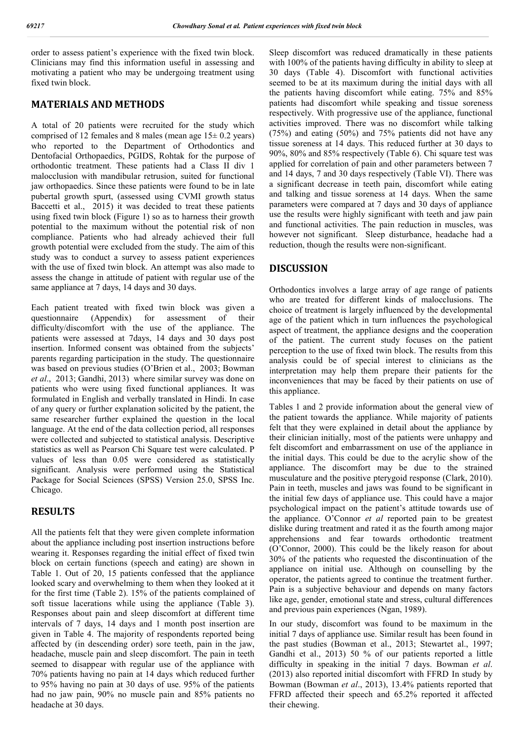order to assess patient's experience with the fixed twin block. Clinicians may find this information useful in assessing and motivating a patient who may be undergoing treatment using fixed twin block.

## MATERIALS AND METHODS

A total of 20 patients were recruited for the study which comprised of 12 females and 8 males (mean age 15± 0.2 years) who reported to the Department of Orthodontics and Dentofacial Orthopaedics, PGIDS, Rohtak for the purpose of orthodontic treatment. These patients had a Class II div 1 malocclusion with mandibular retrusion, suited for functional jaw orthopaedics. Since these patients were found to be in late pubertal growth spurt, (assessed using CVMI growth status Baccetti et al., 2015) it was decided to treat these patients using fixed twin block (Figure 1) so as to harness their growth potential to the maximum without the potential risk of non compliance. Patients who had already achieved their full growth potential were excluded from the study. The aim of this study was to conduct a survey to assess patient experiences with the use of fixed twin block. An attempt was also made to assess the change in attitude of patient with regular use of the same appliance at 7 days, 14 days and 30 days.

Each patient treated with fixed twin block was given a questionnaire (Appendix) for assessment of their difficulty/discomfort with the use of the appliance. The patients were assessed at 7days, 14 days and 30 days post insertion. Informed consent was obtained from the subjects' parents regarding participation in the study. The questionnaire was based on previous studies (O'Brien et al., 2003; Bowman *et al*., 2013; Gandhi, 2013) where similar survey was done on patients who were using fixed functional appliances. It was formulated in English and verbally translated in Hindi. In case of any query or further explanation solicited by the patient, the same researcher further explained the question in the local language. At the end of the data collection period, all responses were collected and subjected to statistical analysis. Descriptive statistics as well as Pearson Chi Square test were calculated. P values of less than 0.05 were considered as statistically significant. Analysis were performed using the Statistical Package for Social Sciences (SPSS) Version 25.0, SPSS Inc. Chicago.

## RESULTS

All the patients felt that they were given complete information about the appliance including post insertion instructions before wearing it. Responses regarding the initial effect of fixed twin block on certain functions (speech and eating) are shown in Table 1. Out of 20, 15 patients confessed that the appliance looked scary and overwhelming to them when they looked at it for the first time (Table 2). 15% of the patients complained of soft tissue lacerations while using the appliance (Table 3). Responses about pain and sleep discomfort at different time intervals of 7 days, 14 days and 1 month post insertion are given in Table 4. The majority of respondents reported being affected by (in descending order) sore teeth, pain in the jaw, headache, muscle pain and sleep discomfort. The pain in teeth seemed to disappear with regular use of the appliance with 70% patients having no pain at 14 days which reduced further to 95% having no pain at 30 days of use. 95% of the patients had no jaw pain, 90% no muscle pain and 85% patients no headache at 30 days.

Sleep discomfort was reduced dramatically in these patients with 100% of the patients having difficulty in ability to sleep at 30 days (Table 4). Discomfort with functional activities seemed to be at its maximum during the initial days with all the patients having discomfort while eating. 75% and 85% patients had discomfort while speaking and tissue soreness respectively. With progressive use of the appliance, functional activities improved. There was no discomfort while talking (75%) and eating (50%) and 75% patients did not have any tissue soreness at 14 days. This reduced further at 30 days to 90%, 80% and 85% respectively (Table 6). Chi square test was applied for correlation of pain and other parameters between 7 and 14 days, 7 and 30 days respectively (Table VI). There was a significant decrease in teeth pain, discomfort while eating and talking and tissue soreness at 14 days. When the same parameters were compared at 7 days and 30 days of appliance use the results were highly significant with teeth and jaw pain and functional activities. The pain reduction in muscles, was however not significant. Sleep disturbance, headache had a reduction, though the results were non-significant.

## DISCUSSION

Orthodontics involves a large array of age range of patients who are treated for different kinds of malocclusions. The choice of treatment is largely influenced by the developmental age of the patient which in turn influences the psychological aspect of treatment, the appliance designs and the cooperation of the patient. The current study focuses on the patient perception to the use of fixed twin block. The results from this analysis could be of special interest to clinicians as the interpretation may help them prepare their patients for the inconveniences that may be faced by their patients on use of this appliance.

Tables 1 and 2 provide information about the general view of the patient towards the appliance. While majority of patients felt that they were explained in detail about the appliance by their clinician initially, most of the patients were unhappy and felt discomfort and embarrassment on use of the appliance in the initial days. This could be due to the acrylic show of the appliance. The discomfort may be due to the strained musculature and the positive pterygoid response (Clark, 2010). Pain in teeth, muscles and jaws was found to be significant in the initial few days of appliance use. This could have a major psychological impact on the patient's attitude towards use of the appliance. O'Connor *et al* reported pain to be greatest dislike during treatment and rated it as the fourth among major apprehensions and fear towards orthodontic treatment (O'Connor, 2000). This could be the likely reason for about 30% of the patients who requested the discontinuation of the appliance on initial use. Although on counselling by the operator, the patients agreed to continue the treatment further. Pain is a subjective behaviour and depends on many factors like age, gender, emotional state and stress, cultural differences and previous pain experiences (Ngan, 1989).

In our study, discomfort was found to be maximum in the initial 7 days of appliance use. Similar result has been found in the past studies (Bowman et al., 2013; Stewartet al., 1997; Gandhi et al., 2013) 50 % of our patients reported a little difficulty in speaking in the initial 7 days. Bowman *et al*. (2013) also reported initial discomfort with FFRD In study by Bowman (Bowman *et al*., 2013), 13.4% patients reported that FFRD affected their speech and 65.2% reported it affected their chewing.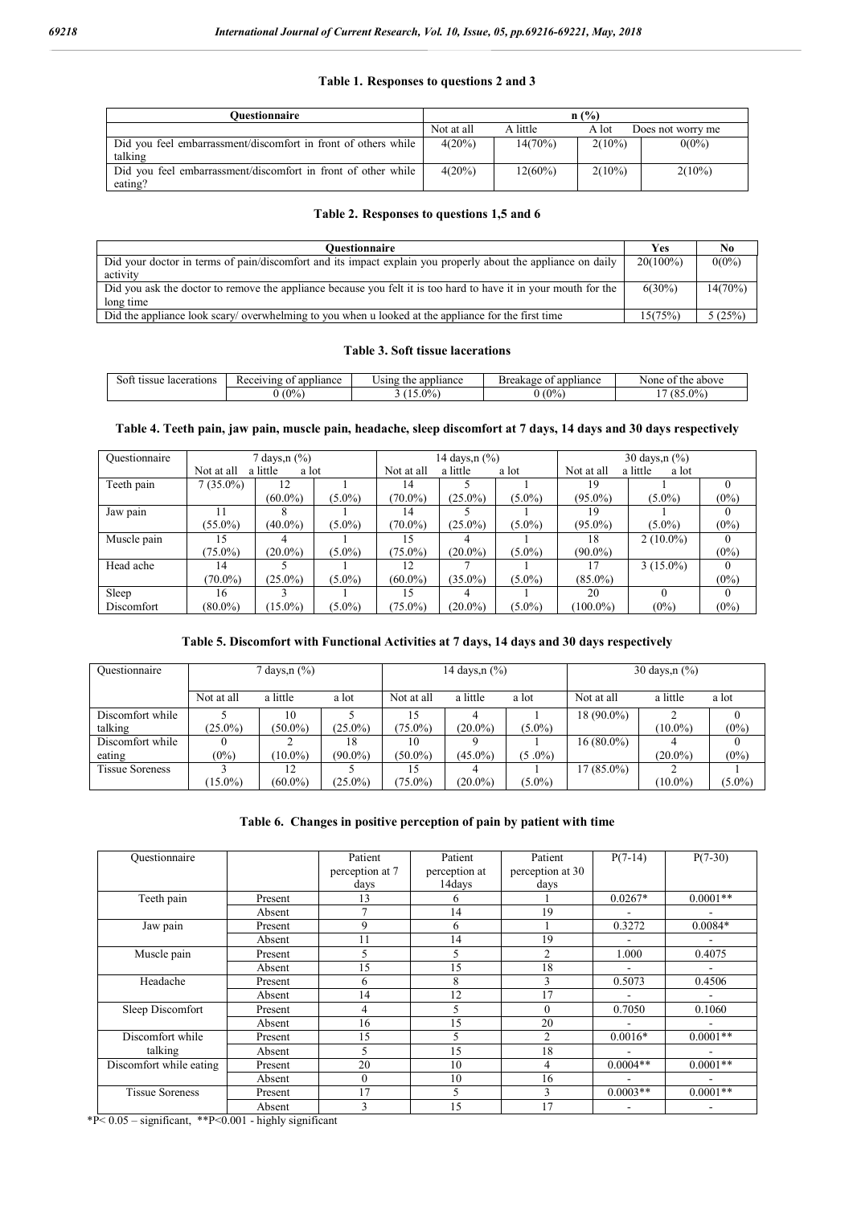### Table 1. Responses to questions 2 and 3

| Questionnaire | n (%) | | | |
|---|---|---|---|---|
| | Not at all | A little | A lot | Does not worry me |
| Did you feel embarrassment/discomfort in front of others while talking | 4(20%) | 14(70%) | 2(10%) | 0(0%) |
| Did you feel embarrassment/discomfort in front of other while eating? | 4(20%) | 12(60%) | 2(10%) | 2(10%) |

### Table 2. Responses to questions 1,5 and 6

| Questionnaire | Yes | No |
|---|---|---|
| Did your doctor in terms of pain/discomfort and its impact explain you properly about the appliance on daily activity | 20(100%) | 0(0%) |
| Did you ask the doctor to remove the appliance because you felt it is too hard to have it in your mouth for the long time | 6(30%) | 14(70%) |
| Did the appliance look scary/ overwhelming to you when u looked at the appliance for the first time | 15(75%) | 5 (25%) |

### Table 3. Soft tissue lacerations

| Soft tissue lacerations | Receiving of appliance | Using the appliance | Breakage of appliance | None of the above |
|---|---|---|---|---|
| | 0 (0%) | 3 (15.0%) | 0 (0%) | 17 (85.0%) |

### Table 4. Teeth pain, jaw pain, muscle pain, headache, sleep discomfort at 7 days, 14 days and 30 days respectively

| Questionnaire | 7 days,n (%) | | | 14 days,n (%) | | | 30 days,n (%) | | |
|---|---|---|---|---|---|---|---|---|---|
| | Not at all | a little | a lot | Not at all | a little | a lot | Not at all | a little | a lot |
| Teeth pain | 7 (35.0%) | 12 (60.0%) | 1 (5.0%) | 14 (70.0%) | 5 (25.0%) | 1 (5.0%) | 19 (95.0%) | 1 (5.0%) | 0 (0%) |
| Jaw pain | 11 (55.0%) | 8 (40.0%) | 1 (5.0%) | 14 (70.0%) | 5 (25.0%) | 1 (5.0%) | 19 (95.0%) | 1 (5.0%) | 0 (0%) |
| Muscle pain | 15 (75.0%) | 4 (20.0%) | 1 (5.0%) | 15 (75.0%) | 4 (20.0%) | 1 (5.0%) | 18 (90.0%) | 2 (10.0%) | 0 (0%) |
| Head ache | 14 (70.0%) | 5 (25.0%) | 1 (5.0%) | 12 (60.0%) | 7 (35.0%) | 1 (5.0%) | 17 (85.0%) | 3 (15.0%) | 0 (0%) |
| Sleep Discomfort | 16 (80.0%) | 3 (15.0%) | 1 (5.0%) | 15 (75.0%) | 4 (20.0%) | 1 (5.0%) | 20 (100.0%) | 0 (0%) | 0 (0%) |

### Table 5. Discomfort with Functional Activities at 7 days, 14 days and 30 days respectively

| Questionnaire | 7 days,n (%) | | | 14 days,n (%) | | | 30 days,n (%) | | |
|---|---|---|---|---|---|---|---|---|---|
| | Not at all | a little | a lot | Not at all | a little | a lot | Not at all | a little | a lot |
| Discomfort while talking | 5 (25.0%) | 10 (50.0%) | 5 (25.0%) | 15 (75.0%) | 4 (20.0%) | 1 (5.0%) | 18 (90.0%) | 2 (10.0%) | 0 (0%) |
| Discomfort while eating | 0 (0%) | 2 (10.0%) | 18 (90.0%) | 10 (50.0%) | 9 (45.0%) | 1 (5 .0%) | 16 (80.0%) | 4 (20.0%) | 0 (0%) |
| Tissue Soreness | 3 (15.0%) | 12 (60.0%) | 5 (25.0%) | 15 (75.0%) | 4 (20.0%) | 1 (5.0%) | 17 (85.0%) | 2 (10.0%) | 1 (5.0%) |

### Table 6. Changes in positive perception of pain by patient with time

| Questionnaire | | Patient perception at 7 days | Patient perception at 14days | Patient perception at 30 days | P(7-14) | P(7-30) |
|---|---|---|---|---|---|---|
| Teeth pain | Present | 13 | 6 | 1 | 0.0267* | 0.0001** |
| | Absent | 7 | 14 | 19 | - | - |
| Jaw pain | Present | 9 | 6 | 1 | 0.3272 | 0.0084* |
| | Absent | 11 | 14 | 19 | - | - |
| Muscle pain | Present | 5 | 5 | 2 | 1.000 | 0.4075 |
| | Absent | 15 | 15 | 18 | - | - |
| Headache | Present | 6 | 8 | 3 | 0.5073 | 0.4506 |
| | Absent | 14 | 12 | 17 | - | - |
| Sleep Discomfort | Present | 4 | 5 | 0 | 0.7050 | 0.1060 |
| | Absent | 16 | 15 | 20 | - | - |
| Discomfort while talking | Present | 15 | 5 | 2 | 0.0016* | 0.0001** |
| | Absent | 5 | 15 | 18 | - | - |
| Discomfort while eating | Present | 20 | 10 | 4 | 0.0004** | 0.0001** |
| | Absent | 0 | 10 | 16 | - | - |
| Tissue Soreness | Present | 17 | 5 | 3 | 0.0003** | 0.0001** |
| | Absent | 3 | 15 | 17 | - | - |

*P< 0.05 – significant, **P<0.001 - highly significant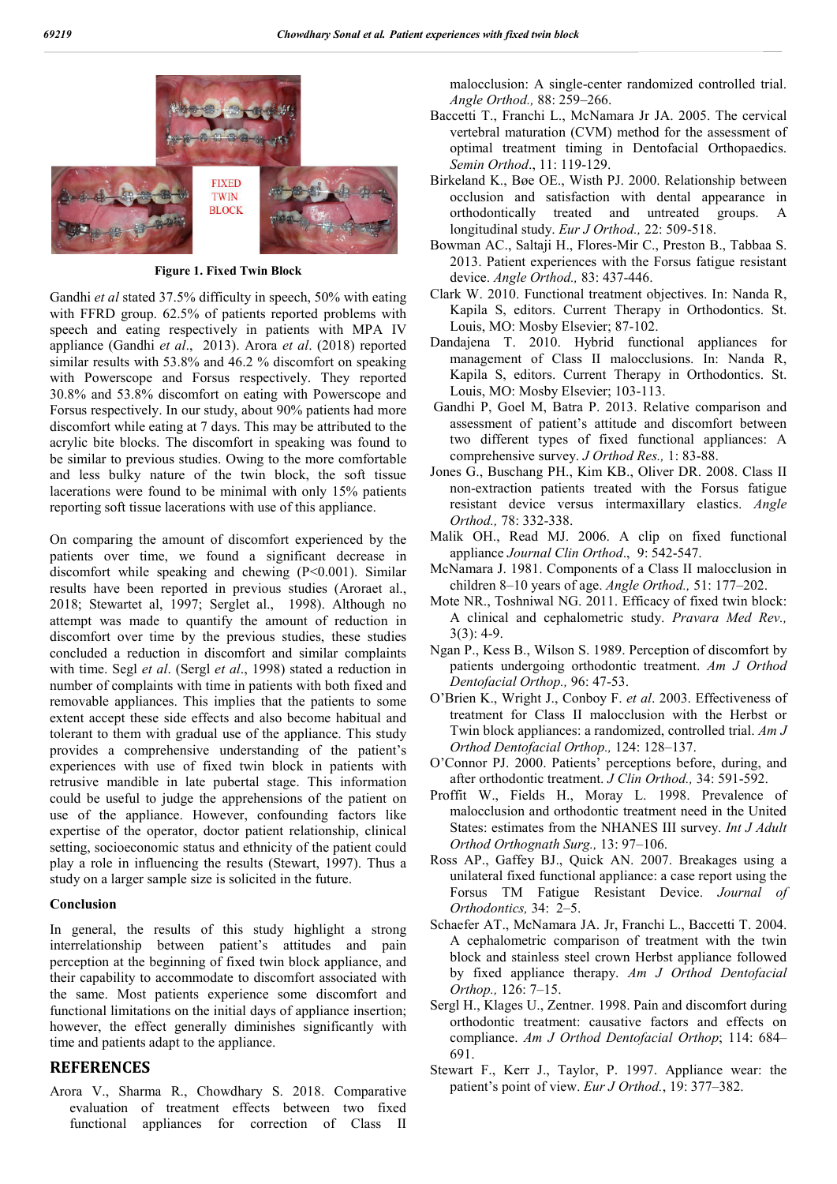**Figure 1. Fixed Twin Block**

Gandhi *et al* stated 37.5% difficulty in speech, 50% with eating with FFRD group. 62.5% of patients reported problems with speech and eating respectively in patients with MPA IV appliance (Gandhi *et al*., 2013). Arora *et al*. (2018) reported similar results with 53.8% and 46.2 % discomfort on speaking with Powerscope and Forsus respectively. They reported 30.8% and 53.8% discomfort on eating with Powerscope and Forsus respectively. In our study, about 90% patients had more discomfort while eating at 7 days. This may be attributed to the acrylic bite blocks. The discomfort in speaking was found to be similar to previous studies. Owing to the more comfortable and less bulky nature of the twin block, the soft tissue lacerations were found to be minimal with only 15% patients reporting soft tissue lacerations with use of this appliance.

On comparing the amount of discomfort experienced by the patients over time, we found a significant decrease in discomfort while speaking and chewing (P<0.001). Similar results have been reported in previous studies (Aroraet al., 2018; Stewartet al, 1997; Serglet al., 1998). Although no attempt was made to quantify the amount of reduction in discomfort over time by the previous studies, these studies concluded a reduction in discomfort and similar complaints with time. Segl *et al*. (Sergl *et al*., 1998) stated a reduction in number of complaints with time in patients with both fixed and removable appliances. This implies that the patients to some extent accept these side effects and also become habitual and tolerant to them with gradual use of the appliance. This study provides a comprehensive understanding of the patient's experiences with use of fixed twin block in patients with retrusive mandible in late pubertal stage. This information could be useful to judge the apprehensions of the patient on use of the appliance. However, confounding factors like expertise of the operator, doctor patient relationship, clinical setting, socioeconomic status and ethnicity of the patient could play a role in influencing the results (Stewart, 1997). Thus a study on a larger sample size is solicited in the future.

### Conclusion

In general, the results of this study highlight a strong interrelationship between patient's attitudes and pain perception at the beginning of fixed twin block appliance, and their capability to accommodate to discomfort associated with the same. Most patients experience some discomfort and functional limitations on the initial days of appliance insertion; however, the effect generally diminishes significantly with time and patients adapt to the appliance.

## REFERENCES

Arora V., Sharma R., Chowdhary S. 2018. Comparative evaluation of treatment effects between two fixed functional appliances for correction of Class II malocclusion: A single-center randomized controlled trial. *Angle Orthod.,* 88: 259–266.

Baccetti T., Franchi L., McNamara Jr JA. 2005. The cervical vertebral maturation (CVM) method for the assessment of optimal treatment timing in Dentofacial Orthopaedics. *Semin Orthod*., 11: 119-129.

Birkeland K., Bøe OE., Wisth PJ. 2000. Relationship between occlusion and satisfaction with dental appearance in orthodontically treated and untreated groups. A longitudinal study. *Eur J Orthod.,* 22: 509-518.

Bowman AC., Saltaji H., Flores-Mir C., Preston B., Tabbaa S. 2013. Patient experiences with the Forsus fatigue resistant device. *Angle Orthod.,* 83: 437-446.

Clark W. 2010. Functional treatment objectives. In: Nanda R, Kapila S, editors. Current Therapy in Orthodontics. St. Louis, MO: Mosby Elsevier; 87-102.

Dandajena T. 2010. Hybrid functional appliances for management of Class II malocclusions. In: Nanda R, Kapila S, editors. Current Therapy in Orthodontics. St. Louis, MO: Mosby Elsevier; 103-113.

Gandhi P, Goel M, Batra P. 2013. Relative comparison and assessment of patient's attitude and discomfort between two different types of fixed functional appliances: A comprehensive survey. *J Orthod Res.,* 1: 83-88.

Jones G., Buschang PH., Kim KB., Oliver DR. 2008. Class II non-extraction patients treated with the Forsus fatigue resistant device versus intermaxillary elastics. *Angle Orthod.,* 78: 332-338.

Malik OH., Read MJ. 2006. A clip on fixed functional appliance *Journal Clin Orthod*., 9: 542-547.

McNamara J. 1981. Components of a Class II malocclusion in children 8–10 years of age. *Angle Orthod.,* 51: 177–202.

Mote NR., Toshniwal NG. 2011. Efficacy of fixed twin block: A clinical and cephalometric study. *Pravara Med Rev.,* 3(3): 4-9.

Ngan P., Kess B., Wilson S. 1989. Perception of discomfort by patients undergoing orthodontic treatment. *Am J Orthod Dentofacial Orthop.,* 96: 47-53.

O'Brien K., Wright J., Conboy F. *et al*. 2003. Effectiveness of treatment for Class II malocclusion with the Herbst or Twin block appliances: a randomized, controlled trial. *Am J Orthod Dentofacial Orthop.,* 124: 128–137.

O'Connor PJ. 2000. Patients' perceptions before, during, and after orthodontic treatment. *J Clin Orthod.,* 34: 591-592.

Proffit W., Fields H., Moray L. 1998. Prevalence of malocclusion and orthodontic treatment need in the United States: estimates from the NHANES III survey. *Int J Adult Orthod Orthognath Surg.,* 13: 97–106.

Ross AP., Gaffey BJ., Quick AN. 2007. Breakages using a unilateral fixed functional appliance: a case report using the Forsus TM Fatigue Resistant Device. *Journal of Orthodontics,* 34: 2–5.

Schaefer AT., McNamara JA. Jr, Franchi L., Baccetti T. 2004. A cephalometric comparison of treatment with the twin block and stainless steel crown Herbst appliance followed by fixed appliance therapy. *Am J Orthod Dentofacial Orthop.,* 126: 7–15.

Sergl H., Klages U., Zentner. 1998. Pain and discomfort during orthodontic treatment: causative factors and effects on compliance. *Am J Orthod Dentofacial Orthop*; 114: 684–691.

Stewart F., Kerr J., Taylor, P. 1997. Appliance wear: the patient's point of view. *Eur J Orthod.,* 19: 377–382.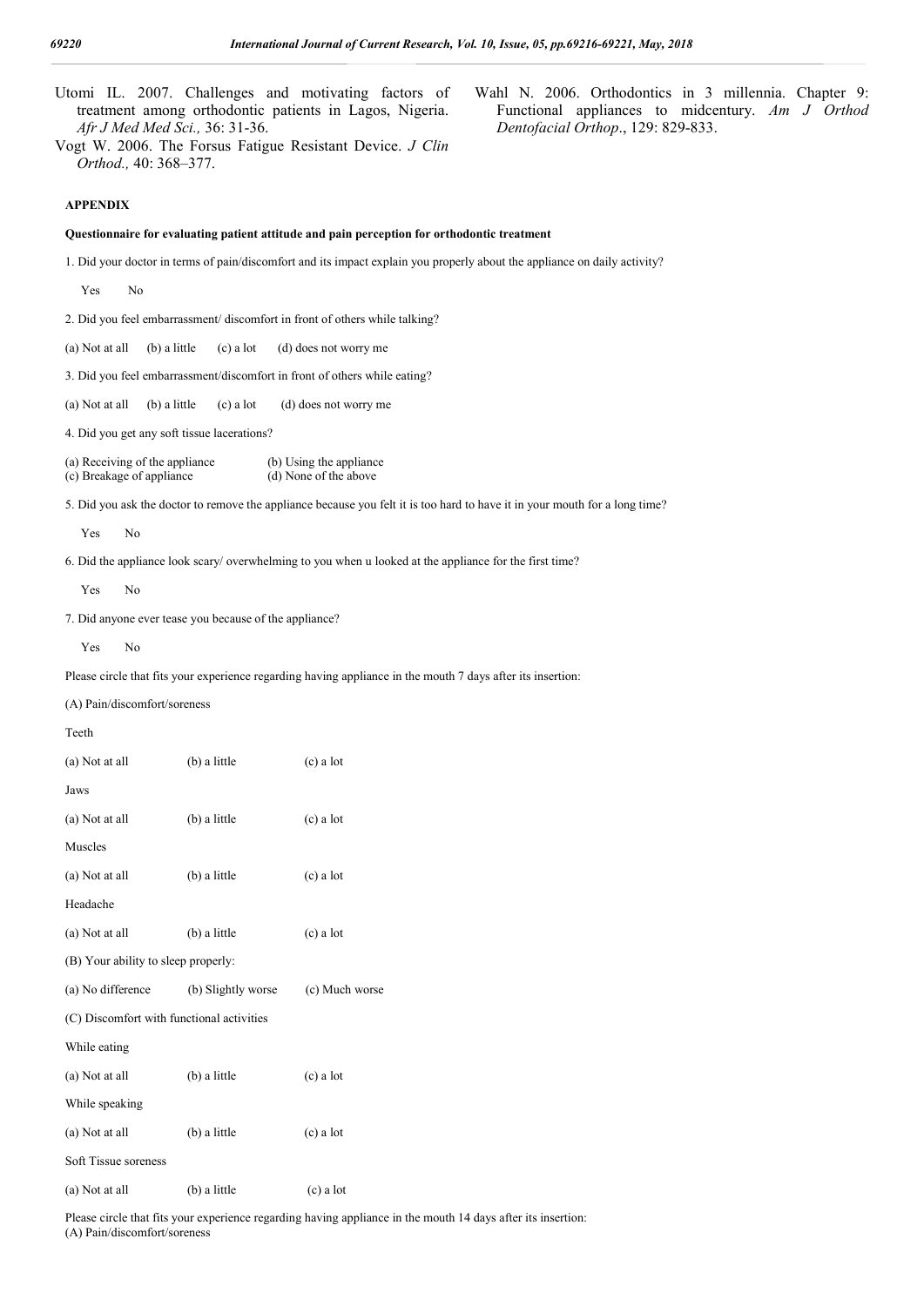Utomi IL. 2007. Challenges and motivating factors of treatment among orthodontic patients in Lagos, Nigeria. *Afr J Med Med Sci.,* 36: 31-36.

Vogt W. 2006. The Forsus Fatigue Resistant Device. *J Clin Orthod.,* 40: 368–377.

Wahl N. 2006. Orthodontics in 3 millennia. Chapter 9: Functional appliances to midcentury. *Am J Orthod Dentofacial Orthop*., 129: 829-833.

## APPENDIX

### Questionnaire for evaluating patient attitude and pain perception for orthodontic treatment

1. Did your doctor in terms of pain/discomfort and its impact explain you properly about the appliance on daily activity?

   Yes No

2. Did you feel embarrassment/ discomfort in front of others while talking?

   (a) Not at all (b) a little (c) a lot (d) does not worry me

3. Did you feel embarrassment/discomfort in front of others while eating?

   (a) Not at all (b) a little (c) a lot (d) does not worry me

4. Did you get any soft tissue lacerations?

   (a) Receiving of the appliance (b) Using the appliance
   (c) Breakage of appliance (d) None of the above

5. Did you ask the doctor to remove the appliance because you felt it is too hard to have it in your mouth for a long time?

   Yes No

6. Did the appliance look scary/ overwhelming to you when u looked at the appliance for the first time?

   Yes No

7. Did anyone ever tease you because of the appliance?

   Yes No

Please circle that fits your experience regarding having appliance in the mouth 7 days after its insertion:

(A) Pain/discomfort/soreness

Teeth

(a) Not at all (b) a little (c) a lot

Jaws

(a) Not at all (b) a little (c) a lot

Muscles

(a) Not at all (b) a little (c) a lot

Headache

(a) Not at all (b) a little (c) a lot

(B) Your ability to sleep properly:

(a) No difference (b) Slightly worse (c) Much worse

(C) Discomfort with functional activities

While eating

(a) Not at all (b) a little (c) a lot

While speaking

(a) Not at all (b) a little (c) a lot

Soft Tissue soreness

(a) Not at all (b) a little (c) a lot

Please circle that fits your experience regarding having appliance in the mouth 14 days after its insertion:

(A) Pain/discomfort/soreness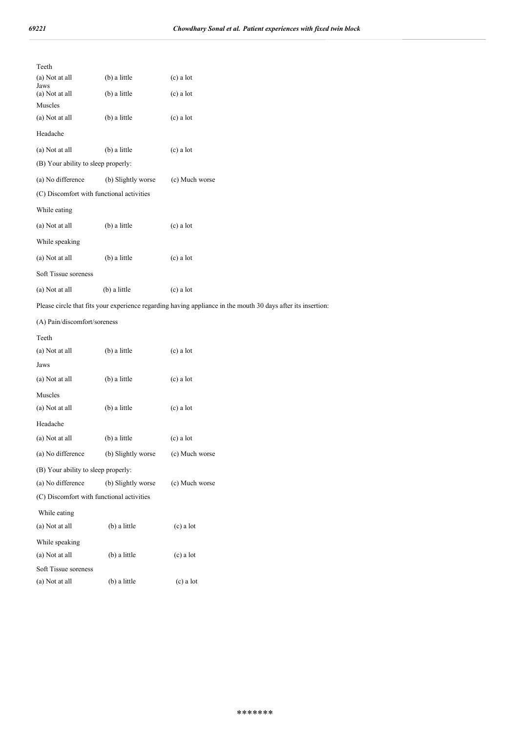Teeth

(a) Not at all (b) a little (c) a lot

Jaws

(a) Not at all (b) a little (c) a lot

Muscles

(a) Not at all (b) a little (c) a lot

Headache

(a) Not at all (b) a little (c) a lot

(B) Your ability to sleep properly:

(a) No difference (b) Slightly worse (c) Much worse

(C) Discomfort with functional activities

While eating

(a) Not at all (b) a little (c) a lot

While speaking

(a) Not at all (b) a little (c) a lot

Soft Tissue soreness

(a) Not at all (b) a little (c) a lot

Please circle that fits your experience regarding having appliance in the mouth 30 days after its insertion:

(A) Pain/discomfort/soreness

Teeth

(a) Not at all (b) a little (c) a lot

Jaws

(a) Not at all (b) a little (c) a lot

Muscles

(a) Not at all (b) a little (c) a lot

Headache

(a) Not at all (b) a little (c) a lot

(a) No difference (b) Slightly worse (c) Much worse

(B) Your ability to sleep properly:

(a) No difference (b) Slightly worse (c) Much worse

(C) Discomfort with functional activities

While eating

(a) Not at all (b) a little (c) a lot

While speaking

(a) Not at all (b) a little (c) a lot

Soft Tissue soreness

(a) Not at all (b) a little (c) a lot

*******